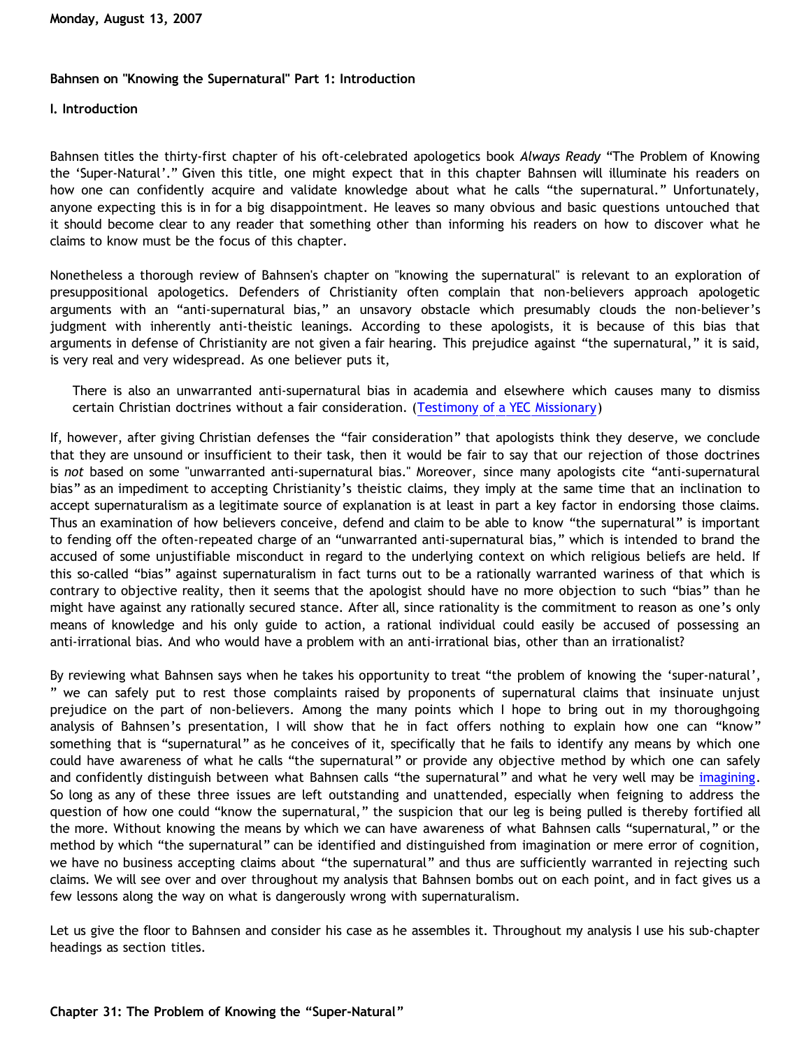Monday, August 13, 2007

## Bahnsen on "Knowing the Supernatural" Part 1: Introduction

### I. Introduction

Bahnsen titles the thirty-first chapter of his oft-celebrated apologetics book *Always Ready* "The Problem of Knowing the 'Super-Natural'." Given this title, one might expect that in this chapter Bahnsen will illuminate his readers on how one can confidently acquire and validate knowledge about what he calls "the supernatural." Unfortunately, anyone expecting this is in for a big disappointment. He leaves so many obvious and basic questions untouched that it should become clear to any reader that something other than informing his readers on how to discover what he claims to know must be the focus of this chapter.

Nonetheless a thorough review of Bahnsen's chapter on "knowing the supernatural" is relevant to an exploration of presuppositional apologetics. Defenders of Christianity often complain that non-believers approach apologetic arguments with an "anti-supernatural bias," an unsavory obstacle which presumably clouds the non-believer's judgment with inherently anti-theistic leanings. According to these apologists, it is because of this bias that arguments in defense of Christianity are not given a fair hearing. This prejudice against "the supernatural," it is said, is very real and very widespread. As one believer puts it,

> There is also an unwarranted anti-supernatural bias in academia and elsewhere which causes many to dismiss certain Christian doctrines without a fair consideration. (Testimony of a YEC Missionary)

If, however, after giving Christian defenses the "fair consideration" that apologists think they deserve, we conclude that they are unsound or insufficient to their task, then it would be fair to say that our rejection of those doctrines is *not* based on some "unwarranted anti-supernatural bias." Moreover, since many apologists cite "anti-supernatural bias" as an impediment to accepting Christianity's theistic claims, they imply at the same time that an inclination to accept supernaturalism as a legitimate source of explanation is at least in part a key factor in endorsing those claims. Thus an examination of how believers conceive, defend and claim to be able to know "the supernatural" is important to fending off the often-repeated charge of an "unwarranted anti-supernatural bias," which is intended to brand the accused of some unjustifiable misconduct in regard to the underlying context on which religious beliefs are held. If this so-called "bias" against supernaturalism in fact turns out to be a rationally warranted wariness of that which is contrary to objective reality, then it seems that the apologist should have no more objection to such "bias" than he might have against any rationally secured stance. After all, since rationality is the commitment to reason as one's only means of knowledge and his only guide to action, a rational individual could easily be accused of possessing an anti-irrational bias. And who would have a problem with an anti-irrational bias, other than an irrationalist?

By reviewing what Bahnsen says when he takes his opportunity to treat "the problem of knowing the 'super-natural', " we can safely put to rest those complaints raised by proponents of supernatural claims that insinuate unjust prejudice on the part of non-believers. Among the many points which I hope to bring out in my thoroughgoing analysis of Bahnsen's presentation, I will show that he in fact offers nothing to explain how one can "know" something that is "supernatural" as he conceives of it, specifically that he fails to identify any means by which one could have awareness of what he calls "the supernatural" or provide any objective method by which one can safely and confidently distinguish between what Bahnsen calls "the supernatural" and what he very well may be imagining. So long as any of these three issues are left outstanding and unattended, especially when feigning to address the question of how one could "know the supernatural," the suspicion that our leg is being pulled is thereby fortified all the more. Without knowing the means by which we can have awareness of what Bahnsen calls "supernatural," or the method by which "the supernatural" can be identified and distinguished from imagination or mere error of cognition, we have no business accepting claims about "the supernatural" and thus are sufficiently warranted in rejecting such claims. We will see over and over throughout my analysis that Bahnsen bombs out on each point, and in fact gives us a few lessons along the way on what is dangerously wrong with supernaturalism.

Let us give the floor to Bahnsen and consider his case as he assembles it. Throughout my analysis I use his sub-chapter headings as section titles.

### Chapter 31: The Problem of Knowing the "Super-Natural"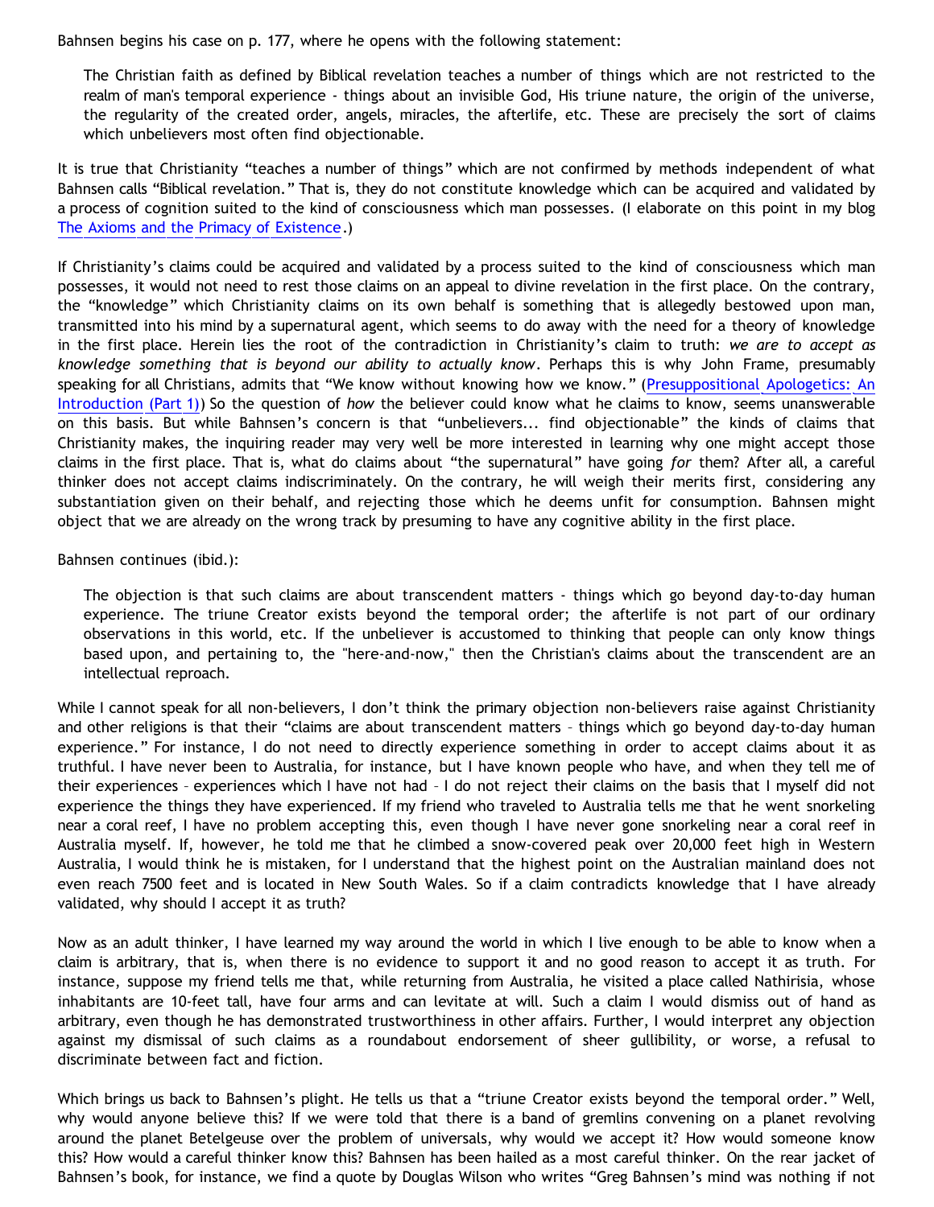Bahnsen begins his case on p. 177, where he opens with the following statement:

> The Christian faith as defined by Biblical revelation teaches a number of things which are not restricted to the realm of man's temporal experience - things about an invisible God, His triune nature, the origin of the universe, the regularity of the created order, angels, miracles, the afterlife, etc. These are precisely the sort of claims which unbelievers most often find objectionable.

It is true that Christianity "teaches a number of things" which are not confirmed by methods independent of what Bahnsen calls "Biblical revelation." That is, they do not constitute knowledge which can be acquired and validated by a process of cognition suited to the kind of consciousness which man possesses. (I elaborate on this point in my blog [The Axioms and the Primacy of Existence].)

If Christianity's claims could be acquired and validated by a process suited to the kind of consciousness which man possesses, it would not need to rest those claims on an appeal to divine revelation in the first place. On the contrary, the "knowledge" which Christianity claims on its own behalf is something that is allegedly bestowed upon man, transmitted into his mind by a supernatural agent, which seems to do away with the need for a theory of knowledge in the first place. Herein lies the root of the contradiction in Christianity's claim to truth: *we are to accept as knowledge something that is beyond our ability to actually know*. Perhaps this is why John Frame, presumably speaking for all Christians, admits that "We know without knowing how we know." ([Presuppositional Apologetics: An Introduction (Part 1)]) So the question of *how* the believer could know what he claims to know, seems unanswerable on this basis. But while Bahnsen's concern is that "unbelievers... find objectionable" the kinds of claims that Christianity makes, the inquiring reader may very well be more interested in learning why one might accept those claims in the first place. That is, what do claims about "the supernatural" have going *for* them? After all, a careful thinker does not accept claims indiscriminately. On the contrary, he will weigh their merits first, considering any substantiation given on their behalf, and rejecting those which he deems unfit for consumption. Bahnsen might object that we are already on the wrong track by presuming to have any cognitive ability in the first place.

Bahnsen continues (ibid.):

> The objection is that such claims are about transcendent matters - things which go beyond day-to-day human experience. The triune Creator exists beyond the temporal order; the afterlife is not part of our ordinary observations in this world, etc. If the unbeliever is accustomed to thinking that people can only know things based upon, and pertaining to, the "here-and-now," then the Christian's claims about the transcendent are an intellectual reproach.

While I cannot speak for all non-believers, I don't think the primary objection non-believers raise against Christianity and other religions is that their "claims are about transcendent matters – things which go beyond day-to-day human experience." For instance, I do not need to directly experience something in order to accept claims about it as truthful. I have never been to Australia, for instance, but I have known people who have, and when they tell me of their experiences – experiences which I have not had – I do not reject their claims on the basis that I myself did not experience the things they have experienced. If my friend who traveled to Australia tells me that he went snorkeling near a coral reef, I have no problem accepting this, even though I have never gone snorkeling near a coral reef in Australia myself. If, however, he told me that he climbed a snow-covered peak over 20,000 feet high in Western Australia, I would think he is mistaken, for I understand that the highest point on the Australian mainland does not even reach 7500 feet and is located in New South Wales. So if a claim contradicts knowledge that I have already validated, why should I accept it as truth?

Now as an adult thinker, I have learned my way around the world in which I live enough to be able to know when a claim is arbitrary, that is, when there is no evidence to support it and no good reason to accept it as truth. For instance, suppose my friend tells me that, while returning from Australia, he visited a place called Nathirisia, whose inhabitants are 10-feet tall, have four arms and can levitate at will. Such a claim I would dismiss out of hand as arbitrary, even though he has demonstrated trustworthiness in other affairs. Further, I would interpret any objection against my dismissal of such claims as a roundabout endorsement of sheer gullibility, or worse, a refusal to discriminate between fact and fiction.

Which brings us back to Bahnsen's plight. He tells us that a "triune Creator exists beyond the temporal order." Well, why would anyone believe this? If we were told that there is a band of gremlins convening on a planet revolving around the planet Betelgeuse over the problem of universals, why would we accept it? How would someone know this? How would a careful thinker know this? Bahnsen has been hailed as a most careful thinker. On the rear jacket of Bahnsen's book, for instance, we find a quote by Douglas Wilson who writes "Greg Bahnsen's mind was nothing if not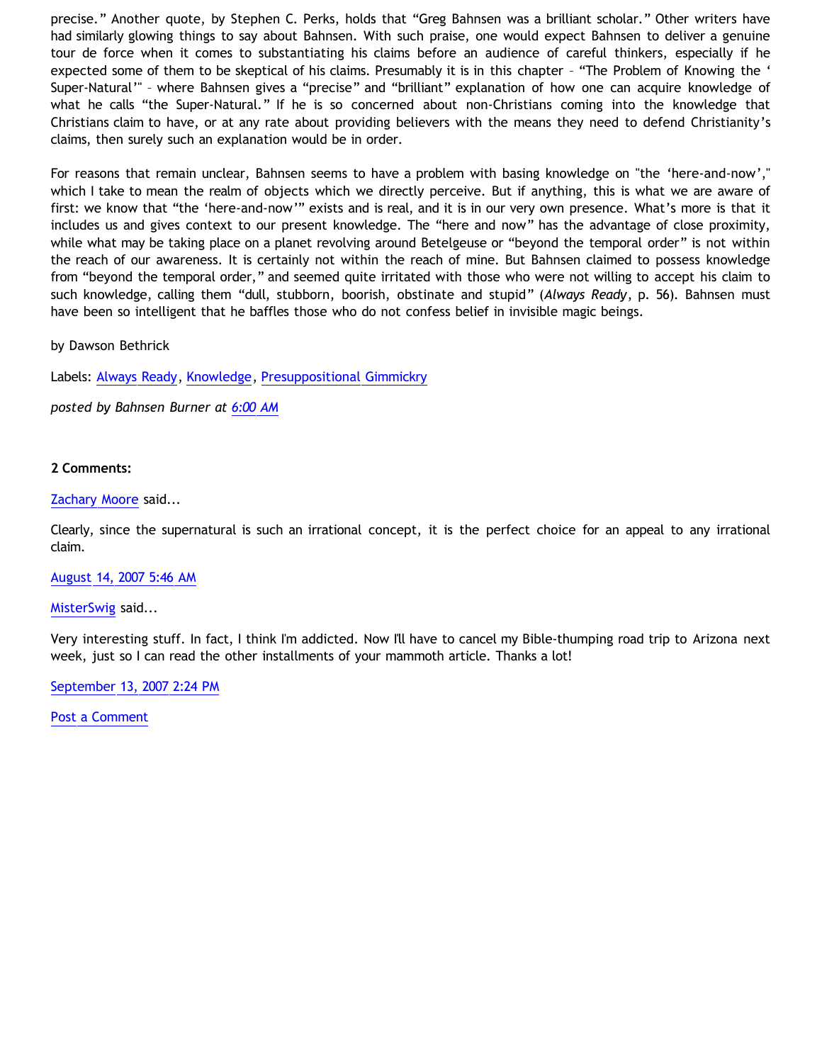precise." Another quote, by Stephen C. Perks, holds that "Greg Bahnsen was a brilliant scholar." Other writers have had similarly glowing things to say about Bahnsen. With such praise, one would expect Bahnsen to deliver a genuine tour de force when it comes to substantiating his claims before an audience of careful thinkers, especially if he expected some of them to be skeptical of his claims. Presumably it is in this chapter – "The Problem of Knowing the ' Super-Natural'" – where Bahnsen gives a "precise" and "brilliant" explanation of how one can acquire knowledge of what he calls "the Super-Natural." If he is so concerned about non-Christians coming into the knowledge that Christians claim to have, or at any rate about providing believers with the means they need to defend Christianity's claims, then surely such an explanation would be in order.

For reasons that remain unclear, Bahnsen seems to have a problem with basing knowledge on "the 'here-and-now'," which I take to mean the realm of objects which we directly perceive. But if anything, this is what we are aware of first: we know that "the 'here-and-now'" exists and is real, and it is in our very own presence. What's more is that it includes us and gives context to our present knowledge. The "here and now" has the advantage of close proximity, while what may be taking place on a planet revolving around Betelgeuse or "beyond the temporal order" is not within the reach of our awareness. It is certainly not within the reach of mine. But Bahnsen claimed to possess knowledge from "beyond the temporal order," and seemed quite irritated with those who were not willing to accept his claim to such knowledge, calling them "dull, stubborn, boorish, obstinate and stupid" (*Always Ready*, p. 56). Bahnsen must have been so intelligent that he baffles those who do not confess belief in invisible magic beings.

by Dawson Bethrick

Labels: Always Ready, Knowledge, Presuppositional Gimmickry

*posted by Bahnsen Burner at 6:00 AM*

**2 Comments:**

Zachary Moore said...

Clearly, since the supernatural is such an irrational concept, it is the perfect choice for an appeal to any irrational claim.

August 14, 2007 5:46 AM

MisterSwig said...

Very interesting stuff. In fact, I think I'm addicted. Now I'll have to cancel my Bible-thumping road trip to Arizona next week, just so I can read the other installments of your mammoth article. Thanks a lot!

September 13, 2007 2:24 PM

Post a Comment